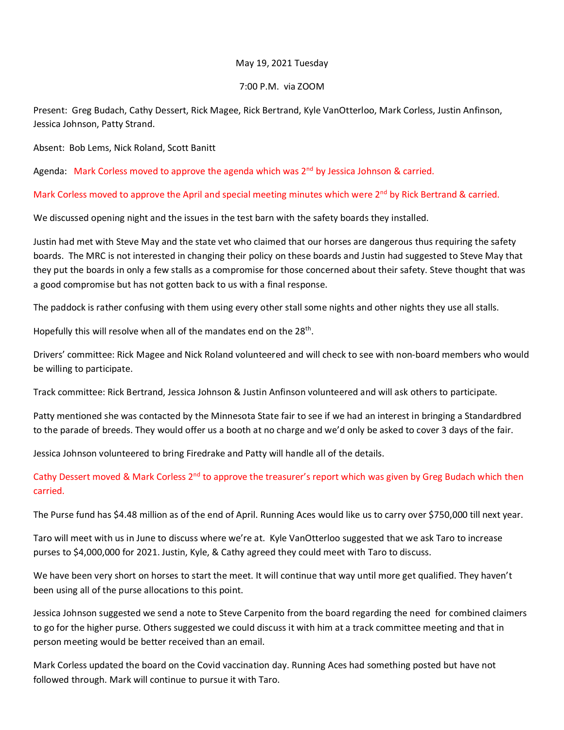May 19, 2021 Tuesday

7:00 P.M. via ZOOM

Present: Greg Budach, Cathy Dessert, Rick Magee, Rick Bertrand, Kyle VanOtterloo, Mark Corless, Justin Anfinson, Jessica Johnson, Patty Strand.

Absent: Bob Lems, Nick Roland, Scott Banitt

Agenda: Mark Corless moved to approve the agenda which was 2nd by Jessica Johnson & carried.

Mark Corless moved to approve the April and special meeting minutes which were 2nd by Rick Bertrand & carried.

We discussed opening night and the issues in the test barn with the safety boards they installed.

Justin had met with Steve May and the state vet who claimed that our horses are dangerous thus requiring the safety boards. The MRC is not interested in changing their policy on these boards and Justin had suggested to Steve May that they put the boards in only a few stalls as a compromise for those concerned about their safety. Steve thought that was a good compromise but has not gotten back to us with a final response.

The paddock is rather confusing with them using every other stall some nights and other nights they use all stalls.

Hopefully this will resolve when all of the mandates end on the 28th.

Drivers' committee: Rick Magee and Nick Roland volunteered and will check to see with non-board members who would be willing to participate.

Track committee: Rick Bertrand, Jessica Johnson & Justin Anfinson volunteered and will ask others to participate.

Patty mentioned she was contacted by the Minnesota State fair to see if we had an interest in bringing a Standardbred to the parade of breeds. They would offer us a booth at no charge and we'd only be asked to cover 3 days of the fair.

Jessica Johnson volunteered to bring Firedrake and Patty will handle all of the details.

Cathy Dessert moved & Mark Corless 2nd to approve the treasurer's report which was given by Greg Budach which then carried.

The Purse fund has $4.48 million as of the end of April. Running Aces would like us to carry over $750,000 till next year.

Taro will meet with us in June to discuss where we're at. Kyle VanOtterloo suggested that we ask Taro to increase purses to $4,000,000 for 2021. Justin, Kyle, & Cathy agreed they could meet with Taro to discuss.

We have been very short on horses to start the meet. It will continue that way until more get qualified. They haven't been using all of the purse allocations to this point.

Jessica Johnson suggested we send a note to Steve Carpenito from the board regarding the need for combined claimers to go for the higher purse. Others suggested we could discuss it with him at a track committee meeting and that in person meeting would be better received than an email.

Mark Corless updated the board on the Covid vaccination day. Running Aces had something posted but have not followed through. Mark will continue to pursue it with Taro.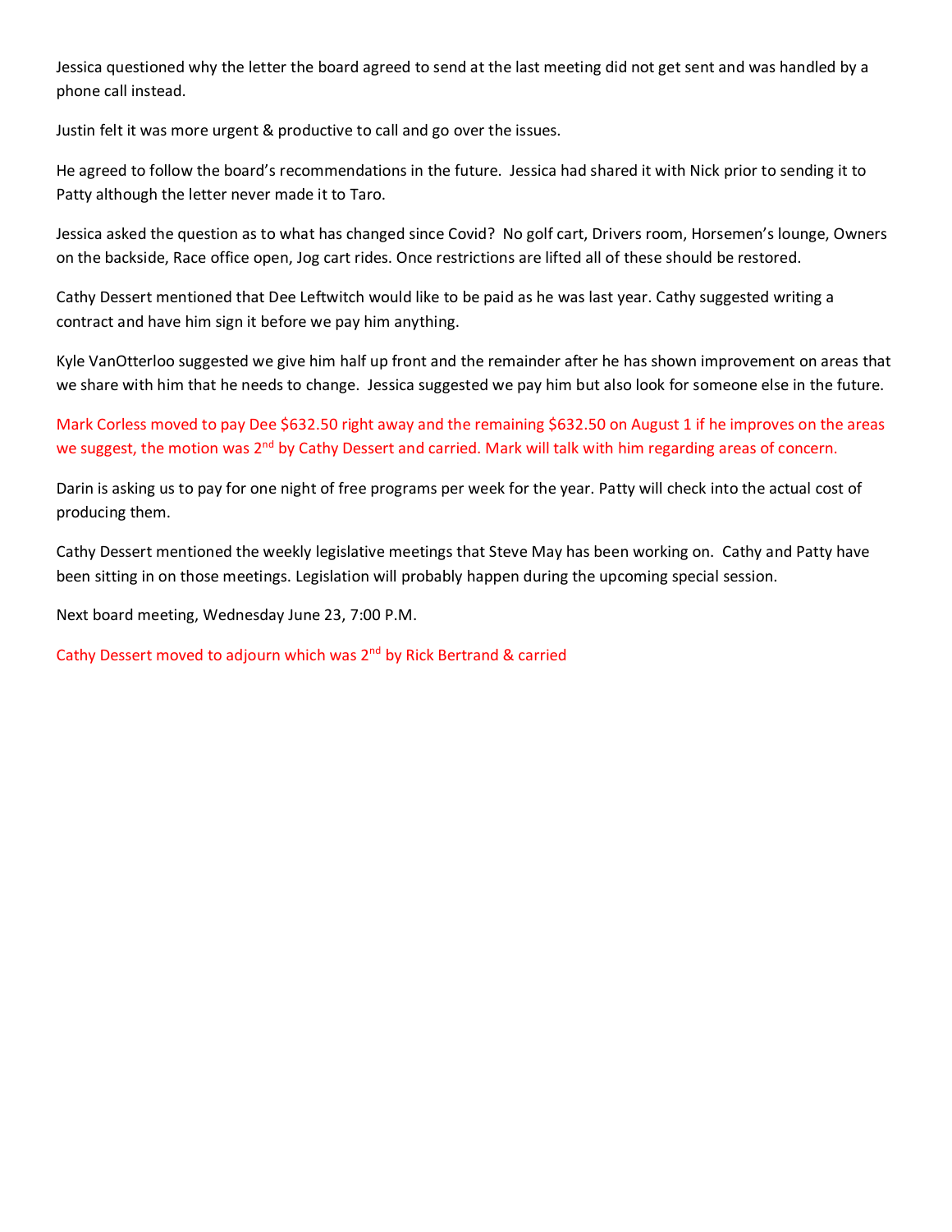Jessica questioned why the letter the board agreed to send at the last meeting did not get sent and was handled by a phone call instead.

Justin felt it was more urgent & productive to call and go over the issues.

He agreed to follow the board's recommendations in the future. Jessica had shared it with Nick prior to sending it to Patty although the letter never made it to Taro.

Jessica asked the question as to what has changed since Covid? No golf cart, Drivers room, Horsemen's lounge, Owners on the backside, Race office open, Jog cart rides. Once restrictions are lifted all of these should be restored.

Cathy Dessert mentioned that Dee Leftwitch would like to be paid as he was last year. Cathy suggested writing a contract and have him sign it before we pay him anything.

Kyle VanOtterloo suggested we give him half up front and the remainder after he has shown improvement on areas that we share with him that he needs to change. Jessica suggested we pay him but also look for someone else in the future.

Mark Corless moved to pay Dee $632.50 right away and the remaining $632.50 on August 1 if he improves on the areas we suggest, the motion was 2nd by Cathy Dessert and carried. Mark will talk with him regarding areas of concern.

Darin is asking us to pay for one night of free programs per week for the year. Patty will check into the actual cost of producing them.

Cathy Dessert mentioned the weekly legislative meetings that Steve May has been working on. Cathy and Patty have been sitting in on those meetings. Legislation will probably happen during the upcoming special session.

Next board meeting, Wednesday June 23, 7:00 P.M.

Cathy Dessert moved to adjourn which was 2nd by Rick Bertrand & carried